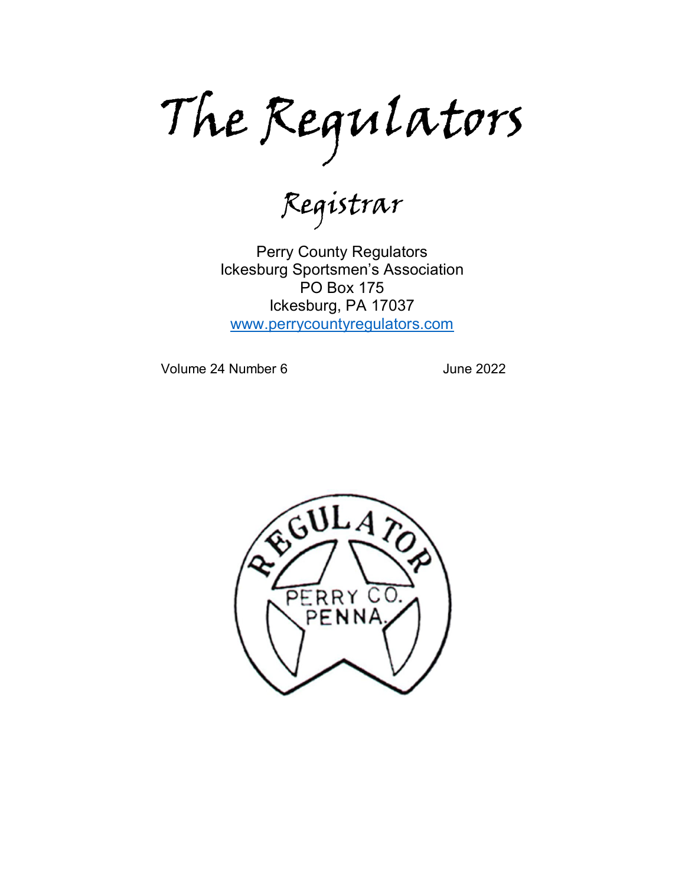# The Regulators

## Registrar

Perry County Regulators
Ickesburg Sportsmen's Association
PO Box 175
Ickesburg, PA 17037
www.perrycountyregulators.com

Volume 24 Number 6 June 2022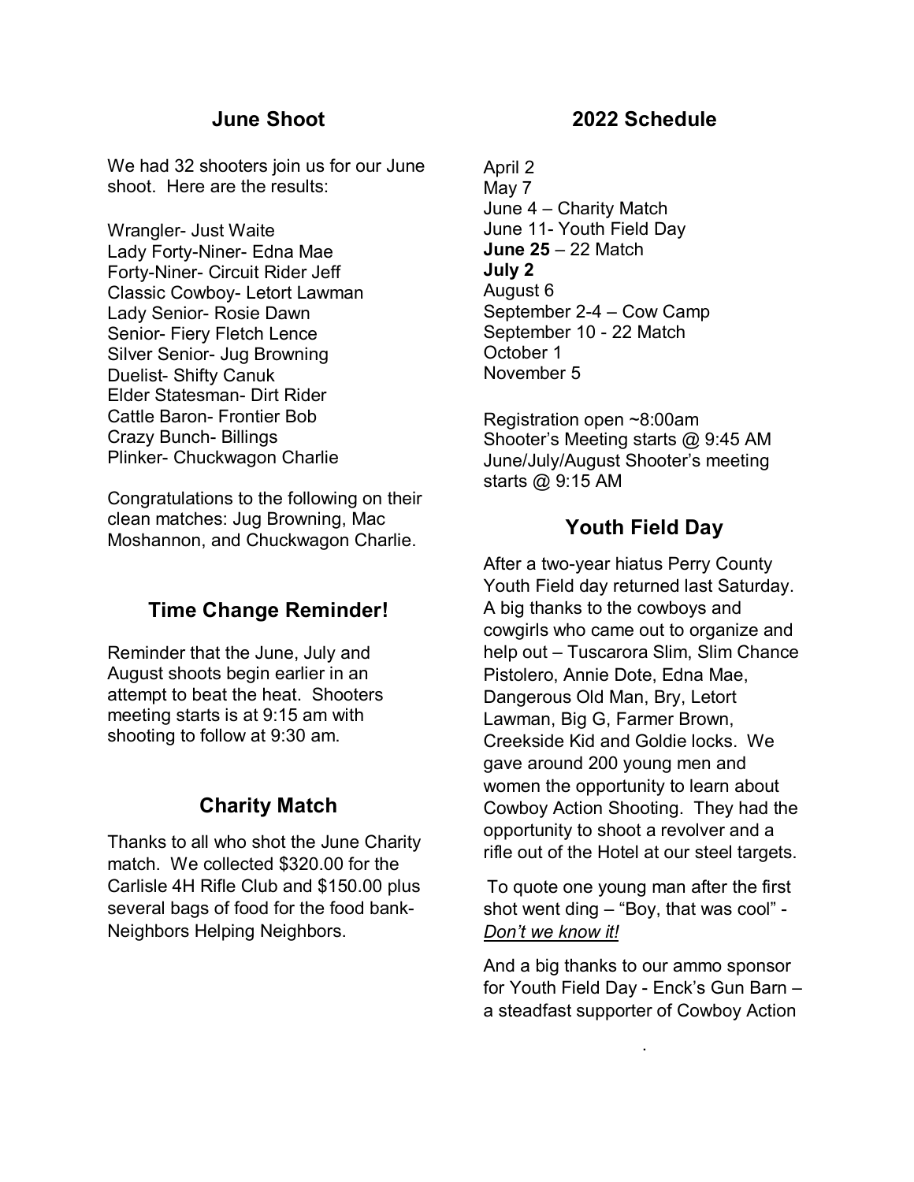## June Shoot

We had 32 shooters join us for our June shoot. Here are the results:

Wrangler- Just Waite
Lady Forty-Niner- Edna Mae
Forty-Niner- Circuit Rider Jeff
Classic Cowboy- Letort Lawman
Lady Senior- Rosie Dawn
Senior- Fiery Fletch Lence
Silver Senior- Jug Browning
Duelist- Shifty Canuk
Elder Statesman- Dirt Rider
Cattle Baron- Frontier Bob
Crazy Bunch- Billings
Plinker- Chuckwagon Charlie

Congratulations to the following on their clean matches: Jug Browning, Mac Moshannon, and Chuckwagon Charlie.

## Time Change Reminder!

Reminder that the June, July and August shoots begin earlier in an attempt to beat the heat. Shooters meeting starts is at 9:15 am with shooting to follow at 9:30 am.

## Charity Match

Thanks to all who shot the June Charity match. We collected $320.00 for the Carlisle 4H Rifle Club and $150.00 plus several bags of food for the food bank- Neighbors Helping Neighbors.

## 2022 Schedule

April 2
May 7
June 4 – Charity Match
June 11- Youth Field Day
**June 25** – 22 Match
**July 2**
August 6
September 2-4 – Cow Camp
September 10 - 22 Match
October 1
November 5

Registration open ~8:00am
Shooter's Meeting starts @ 9:45 AM
June/July/August Shooter's meeting starts @ 9:15 AM

## Youth Field Day

After a two-year hiatus Perry County Youth Field day returned last Saturday. A big thanks to the cowboys and cowgirls who came out to organize and help out – Tuscarora Slim, Slim Chance Pistolero, Annie Dote, Edna Mae, Dangerous Old Man, Bry, Letort Lawman, Big G, Farmer Brown, Creekside Kid and Goldie locks. We gave around 200 young men and women the opportunity to learn about Cowboy Action Shooting. They had the opportunity to shoot a revolver and a rifle out of the Hotel at our steel targets.

To quote one young man after the first shot went ding – "Boy, that was cool" - *Don't we know it!*

And a big thanks to our ammo sponsor for Youth Field Day - Enck's Gun Barn – a steadfast supporter of Cowboy Action

.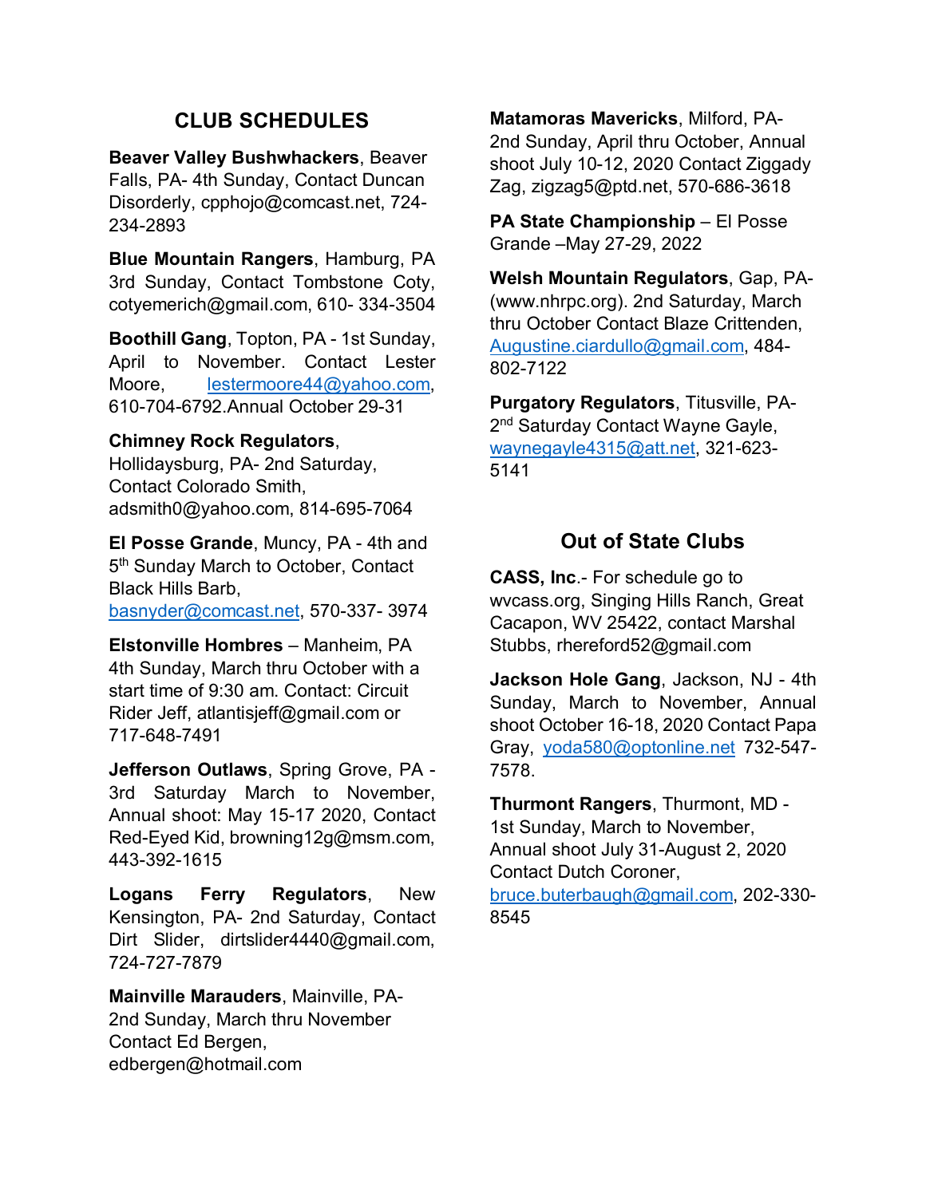## CLUB SCHEDULES

**Beaver Valley Bushwhackers**, Beaver Falls, PA- 4th Sunday, Contact Duncan Disorderly, cpphojo@comcast.net, 724-234-2893

**Blue Mountain Rangers**, Hamburg, PA 3rd Sunday, Contact Tombstone Coty, cotyemerich@gmail.com, 610- 334-3504

**Boothill Gang**, Topton, PA - 1st Sunday, April to November. Contact Lester Moore, lestermoore44@yahoo.com, 610-704-6792.Annual October 29-31

**Chimney Rock Regulators**, Hollidaysburg, PA- 2nd Saturday, Contact Colorado Smith, adsmith0@yahoo.com, 814-695-7064

**El Posse Grande**, Muncy, PA - 4th and 5th Sunday March to October, Contact Black Hills Barb, basnyder@comcast.net, 570-337- 3974

**Elstonville Hombres** – Manheim, PA 4th Sunday, March thru October with a start time of 9:30 am. Contact: Circuit Rider Jeff, atlantisjeff@gmail.com or 717-648-7491

**Jefferson Outlaws**, Spring Grove, PA - 3rd Saturday March to November, Annual shoot: May 15-17 2020, Contact Red-Eyed Kid, browning12g@msm.com, 443-392-1615

**Logans Ferry Regulators**, New Kensington, PA- 2nd Saturday, Contact Dirt Slider, dirtslider4440@gmail.com, 724-727-7879

**Mainville Marauders**, Mainville, PA- 2nd Sunday, March thru November Contact Ed Bergen, edbergen@hotmail.com

**Matamoras Mavericks**, Milford, PA- 2nd Sunday, April thru October, Annual shoot July 10-12, 2020 Contact Ziggady Zag, zigzag5@ptd.net, 570-686-3618

**PA State Championship** – El Posse Grande –May 27-29, 2022

**Welsh Mountain Regulators**, Gap, PA- (www.nhrpc.org). 2nd Saturday, March thru October Contact Blaze Crittenden, Augustine.ciardullo@gmail.com, 484-802-7122

**Purgatory Regulators**, Titusville, PA- 2nd Saturday Contact Wayne Gayle, waynegayle4315@att.net, 321-623-5141

## Out of State Clubs

**CASS, Inc**.- For schedule go to wvcass.org, Singing Hills Ranch, Great Cacapon, WV 25422, contact Marshal Stubbs, rhereford52@gmail.com

**Jackson Hole Gang**, Jackson, NJ - 4th Sunday, March to November, Annual shoot October 16-18, 2020 Contact Papa Gray, yoda580@optonline.net 732-547-7578.

**Thurmont Rangers**, Thurmont, MD - 1st Sunday, March to November, Annual shoot July 31-August 2, 2020 Contact Dutch Coroner, bruce.buterbaugh@gmail.com, 202-330-8545